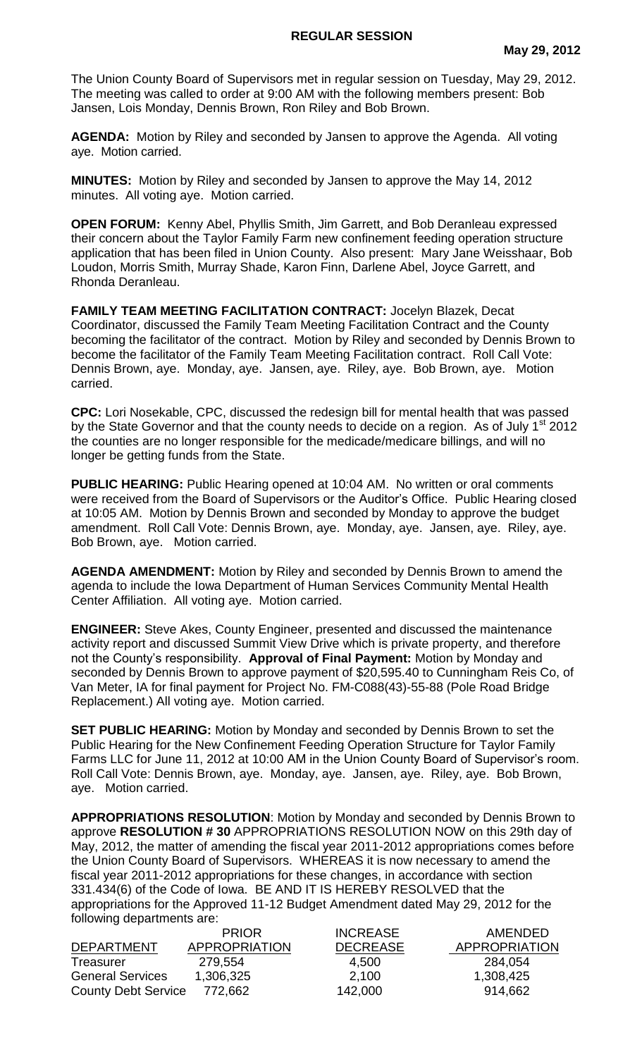# REGULAR SESSION

**May 29, 2012**

The Union County Board of Supervisors met in regular session on Tuesday, May 29, 2012. The meeting was called to order at 9:00 AM with the following members present: Bob Jansen, Lois Monday, Dennis Brown, Ron Riley and Bob Brown.

**AGENDA:** Motion by Riley and seconded by Jansen to approve the Agenda. All voting aye. Motion carried.

**MINUTES:** Motion by Riley and seconded by Jansen to approve the May 14, 2012 minutes. All voting aye. Motion carried.

**OPEN FORUM:** Kenny Abel, Phyllis Smith, Jim Garrett, and Bob Deranleau expressed their concern about the Taylor Family Farm new confinement feeding operation structure application that has been filed in Union County. Also present: Mary Jane Weisshaar, Bob Loudon, Morris Smith, Murray Shade, Karon Finn, Darlene Abel, Joyce Garrett, and Rhonda Deranleau.

**FAMILY TEAM MEETING FACILITATION CONTRACT:** Jocelyn Blazek, Decat Coordinator, discussed the Family Team Meeting Facilitation Contract and the County becoming the facilitator of the contract. Motion by Riley and seconded by Dennis Brown to become the facilitator of the Family Team Meeting Facilitation contract. Roll Call Vote: Dennis Brown, aye. Monday, aye. Jansen, aye. Riley, aye. Bob Brown, aye. Motion carried.

**CPC:** Lori Nosekable, CPC, discussed the redesign bill for mental health that was passed by the State Governor and that the county needs to decide on a region. As of July 1st 2012 the counties are no longer responsible for the medicade/medicare billings, and will no longer be getting funds from the State.

**PUBLIC HEARING:** Public Hearing opened at 10:04 AM. No written or oral comments were received from the Board of Supervisors or the Auditor's Office. Public Hearing closed at 10:05 AM. Motion by Dennis Brown and seconded by Monday to approve the budget amendment. Roll Call Vote: Dennis Brown, aye. Monday, aye. Jansen, aye. Riley, aye. Bob Brown, aye. Motion carried.

**AGENDA AMENDMENT:** Motion by Riley and seconded by Dennis Brown to amend the agenda to include the Iowa Department of Human Services Community Mental Health Center Affiliation. All voting aye. Motion carried.

**ENGINEER:** Steve Akes, County Engineer, presented and discussed the maintenance activity report and discussed Summit View Drive which is private property, and therefore not the County's responsibility. **Approval of Final Payment:** Motion by Monday and seconded by Dennis Brown to approve payment of $20,595.40 to Cunningham Reis Co, of Van Meter, IA for final payment for Project No. FM-C088(43)-55-88 (Pole Road Bridge Replacement.) All voting aye. Motion carried.

**SET PUBLIC HEARING:** Motion by Monday and seconded by Dennis Brown to set the Public Hearing for the New Confinement Feeding Operation Structure for Taylor Family Farms LLC for June 11, 2012 at 10:00 AM in the Union County Board of Supervisor's room. Roll Call Vote: Dennis Brown, aye. Monday, aye. Jansen, aye. Riley, aye. Bob Brown, aye. Motion carried.

**APPROPRIATIONS RESOLUTION**: Motion by Monday and seconded by Dennis Brown to approve **RESOLUTION # 30** APPROPRIATIONS RESOLUTION NOW on this 29th day of May, 2012, the matter of amending the fiscal year 2011-2012 appropriations comes before the Union County Board of Supervisors. WHEREAS it is now necessary to amend the fiscal year 2011-2012 appropriations for these changes, in accordance with section 331.434(6) of the Code of Iowa. BE AND IT IS HEREBY RESOLVED that the appropriations for the Approved 11-12 Budget Amendment dated May 29, 2012 for the following departments are:

| DEPARTMENT | PRIOR APPROPRIATION | INCREASE DECREASE | AMENDED APPROPRIATION |
|---|---|---|---|
| Treasurer | 279,554 | 4,500 | 284,054 |
| General Services | 1,306,325 | 2,100 | 1,308,425 |
| County Debt Service | 772,662 | 142,000 | 914,662 |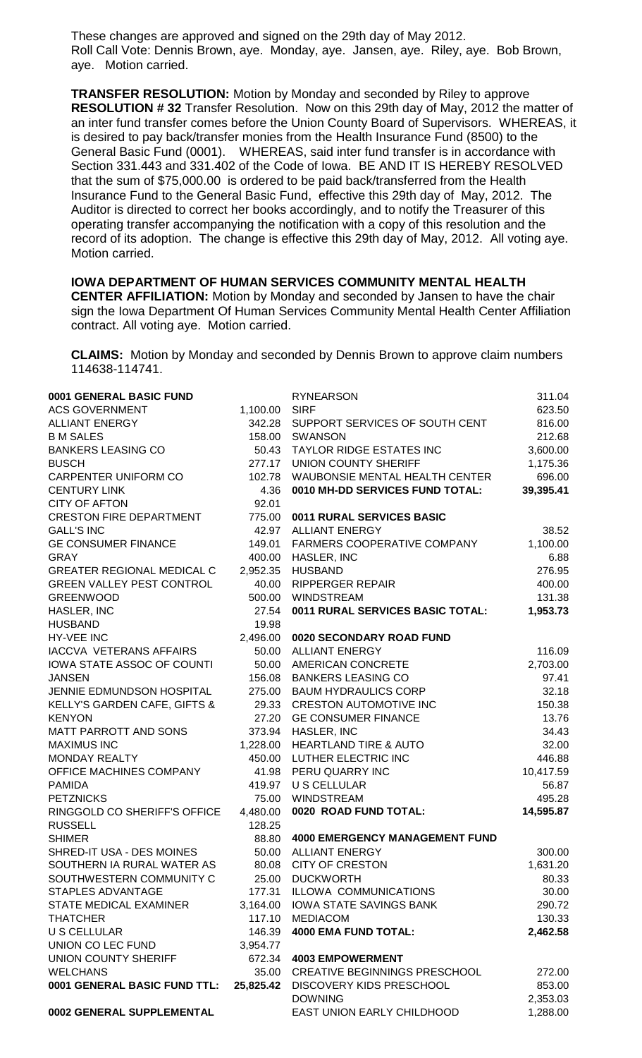These changes are approved and signed on the 29th day of May 2012. Roll Call Vote: Dennis Brown, aye. Monday, aye. Jansen, aye. Riley, aye. Bob Brown, aye. Motion carried.

**TRANSFER RESOLUTION:** Motion by Monday and seconded by Riley to approve **RESOLUTION # 32** Transfer Resolution. Now on this 29th day of May, 2012 the matter of an inter fund transfer comes before the Union County Board of Supervisors. WHEREAS, it is desired to pay back/transfer monies from the Health Insurance Fund (8500) to the General Basic Fund (0001). WHEREAS, said inter fund transfer is in accordance with Section 331.443 and 331.402 of the Code of Iowa. BE AND IT IS HEREBY RESOLVED that the sum of $75,000.00 is ordered to be paid back/transferred from the Health Insurance Fund to the General Basic Fund, effective this 29th day of May, 2012. The Auditor is directed to correct her books accordingly, and to notify the Treasurer of this operating transfer accompanying the notification with a copy of this resolution and the record of its adoption. The change is effective this 29th day of May, 2012. All voting aye. Motion carried.

**IOWA DEPARTMENT OF HUMAN SERVICES COMMUNITY MENTAL HEALTH CENTER AFFILIATION:** Motion by Monday and seconded by Jansen to have the chair sign the Iowa Department Of Human Services Community Mental Health Center Affiliation contract. All voting aye. Motion carried.

**CLAIMS:** Motion by Monday and seconded by Dennis Brown to approve claim numbers 114638-114741.

| | |
|---|---|
| **0001 GENERAL BASIC FUND** | |
| ACS GOVERNMENT | 1,100.00 |
| ALLIANT ENERGY | 342.28 |
| B M SALES | 158.00 |
| BANKERS LEASING CO | 50.43 |
| BUSCH | 277.17 |
| CARPENTER UNIFORM CO | 102.78 |
| CENTURY LINK | 4.36 |
| CITY OF AFTON | 92.01 |
| CRESTON FIRE DEPARTMENT | 775.00 |
| GALL'S INC | 42.97 |
| GE CONSUMER FINANCE | 149.01 |
| GRAY | 400.00 |
| GREATER REGIONAL MEDICAL C | 2,952.35 |
| GREEN VALLEY PEST CONTROL | 40.00 |
| GREENWOOD | 500.00 |
| HASLER, INC | 27.54 |
| HUSBAND | 19.98 |
| HY-VEE INC | 2,496.00 |
| IACCVA VETERANS AFFAIRS | 50.00 |
| IOWA STATE ASSOC OF COUNTI | 50.00 |
| JANSEN | 156.08 |
| JENNIE EDMUNDSON HOSPITAL | 275.00 |
| KELLY'S GARDEN CAFE, GIFTS & | 29.33 |
| KENYON | 27.20 |
| MATT PARROTT AND SONS | 373.94 |
| MAXIMUS INC | 1,228.00 |
| MONDAY REALTY | 450.00 |
| OFFICE MACHINES COMPANY | 41.98 |
| PAMIDA | 419.97 |
| PETZNICKS | 75.00 |
| RINGGOLD CO SHERIFF'S OFFICE | 4,480.00 |
| RUSSELL | 128.25 |
| SHIMER | 88.80 |
| SHRED-IT USA - DES MOINES | 50.00 |
| SOUTHERN IA RURAL WATER AS | 80.08 |
| SOUTHWESTERN COMMUNITY C | 25.00 |
| STAPLES ADVANTAGE | 177.31 |
| STATE MEDICAL EXAMINER | 3,164.00 |
| THATCHER | 117.10 |
| U S CELLULAR | 146.39 |
| UNION CO LEC FUND | 3,954.77 |
| UNION COUNTY SHERIFF | 672.34 |
| WELCHANS | 35.00 |
| **0001 GENERAL BASIC FUND TTL:** | **25,825.42** |
| | |
| **0002 GENERAL SUPPLEMENTAL** | |

| | |
|---|---|
| RYNEARSON | 311.04 |
| SIRF | 623.50 |
| SUPPORT SERVICES OF SOUTH CENT | 816.00 |
| SWANSON | 212.68 |
| TAYLOR RIDGE ESTATES INC | 3,600.00 |
| UNION COUNTY SHERIFF | 1,175.36 |
| WAUBONSIE MENTAL HEALTH CENTER | 696.00 |
| **0010 MH-DD SERVICES FUND TOTAL:** | **39,395.41** |
| | |
| **0011 RURAL SERVICES BASIC** | |
| ALLIANT ENERGY | 38.52 |
| FARMERS COOPERATIVE COMPANY | 1,100.00 |
| HASLER, INC | 6.88 |
| HUSBAND | 276.95 |
| RIPPERGER REPAIR | 400.00 |
| WINDSTREAM | 131.38 |
| **0011 RURAL SERVICES BASIC TOTAL:** | **1,953.73** |
| | |
| **0020 SECONDARY ROAD FUND** | |
| ALLIANT ENERGY | 116.09 |
| AMERICAN CONCRETE | 2,703.00 |
| BANKERS LEASING CO | 97.41 |
| BAUM HYDRAULICS CORP | 32.18 |
| CRESTON AUTOMOTIVE INC | 150.38 |
| GE CONSUMER FINANCE | 13.76 |
| HASLER, INC | 34.43 |
| HEARTLAND TIRE & AUTO | 32.00 |
| LUTHER ELECTRIC INC | 446.88 |
| PERU QUARRY INC | 10,417.59 |
| U S CELLULAR | 56.87 |
| WINDSTREAM | 495.28 |
| **0020 ROAD FUND TOTAL:** | **14,595.87** |
| | |
| **4000 EMERGENCY MANAGEMENT FUND** | |
| ALLIANT ENERGY | 300.00 |
| CITY OF CRESTON | 1,631.20 |
| DUCKWORTH | 80.33 |
| ILLOWA COMMUNICATIONS | 30.00 |
| IOWA STATE SAVINGS BANK | 290.72 |
| MEDIACOM | 130.33 |
| **4000 EMA FUND TOTAL:** | **2,462.58** |
| | |
| **4003 EMPOWERMENT** | |
| CREATIVE BEGINNINGS PRESCHOOL | 272.00 |
| DISCOVERY KIDS PRESCHOOL | 853.00 |
| DOWNING | 2,353.03 |
| EAST UNION EARLY CHILDHOOD | 1,288.00 |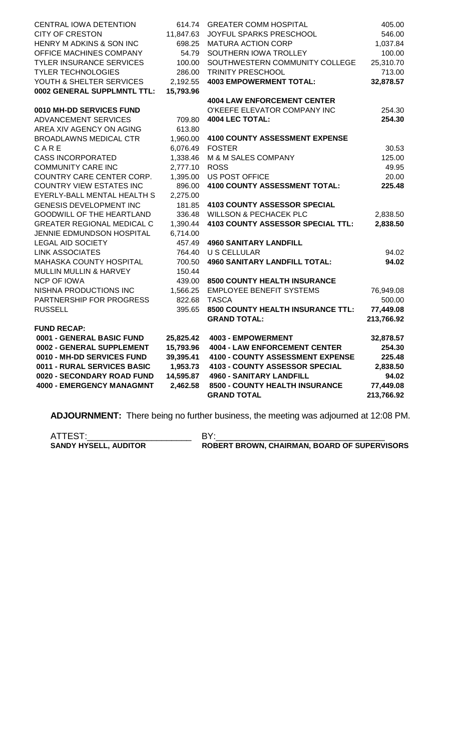| | |
|---|---|
| CENTRAL IOWA DETENTION | 614.74 |
| CITY OF CRESTON | 11,847.63 |
| HENRY M ADKINS & SON INC | 698.25 |
| OFFICE MACHINES COMPANY | 54.79 |
| TYLER INSURANCE SERVICES | 100.00 |
| TYLER TECHNOLOGIES | 286.00 |
| YOUTH & SHELTER SERVICES | 2,192.55 |
| **0002 GENERAL SUPPLMNTL TTL:** | **15,793.96** |

**0010 MH-DD SERVICES FUND**

| | |
|---|---|
| ADVANCEMENT SERVICES | 709.80 |
| AREA XIV AGENCY ON AGING | 613.80 |
| BROADLAWNS MEDICAL CTR | 1,960.00 |
| C A R E | 6,076.49 |
| CASS INCORPORATED | 1,338.46 |
| COMMUNITY CARE INC | 2,777.10 |
| COUNTRY CARE CENTER CORP. | 1,395.00 |
| COUNTRY VIEW ESTATES INC | 896.00 |
| EYERLY-BALL MENTAL HEALTH S | 2,275.00 |
| GENESIS DEVELOPMENT INC | 181.85 |
| GOODWILL OF THE HEARTLAND | 336.48 |
| GREATER REGIONAL MEDICAL C | 1,390.44 |
| JENNIE EDMUNDSON HOSPITAL | 6,714.00 |
| LEGAL AID SOCIETY | 457.49 |
| LINK ASSOCIATES | 764.40 |
| MAHASKA COUNTY HOSPITAL | 700.50 |
| MULLIN MULLIN & HARVEY | 150.44 |
| NCP OF IOWA | 439.00 |
| NISHNA PRODUCTIONS INC | 1,566.25 |
| PARTNERSHIP FOR PROGRESS | 822.68 |
| RUSSELL | 395.65 |

| | |
|---|---|
| GREATER COMM HOSPITAL | 405.00 |
| JOYFUL SPARKS PRESCHOOL | 546.00 |
| MATURA ACTION CORP | 1,037.84 |
| SOUTHERN IOWA TROLLEY | 100.00 |
| SOUTHWESTERN COMMUNITY COLLEGE | 25,310.70 |
| TRINITY PRESCHOOL | 713.00 |
| **4003 EMPOWERMENT TOTAL:** | **32,878.57** |

**4004 LAW ENFORCEMENT CENTER**

| | |
|---|---|
| O'KEEFE ELEVATOR COMPANY INC | 254.30 |
| **4004 LEC TOTAL:** | **254.30** |

**4100 COUNTY ASSESSMENT EXPENSE**

| | |
|---|---|
| FOSTER | 30.53 |
| M & M SALES COMPANY | 125.00 |
| ROSS | 49.95 |
| US POST OFFICE | 20.00 |
| **4100 COUNTY ASSESSMENT TOTAL:** | **225.48** |

**4103 COUNTY ASSESSOR SPECIAL**

| | |
|---|---|
| WILLSON & PECHACEK PLC | 2,838.50 |
| **4103 COUNTY ASSESSOR SPECIAL TTL:** | **2,838.50** |

**4960 SANITARY LANDFILL**

| | |
|---|---|
| U S CELLULAR | 94.02 |
| **4960 SANITARY LANDFILL TOTAL:** | **94.02** |

**8500 COUNTY HEALTH INSURANCE**

| | |
|---|---|
| EMPLOYEE BENEFIT SYSTEMS | 76,949.08 |
| TASCA | 500.00 |
| **8500 COUNTY HEALTH INSURANCE TTL:** | **77,449.08** |
| **GRAND TOTAL:** | **213,766.92** |

**FUND RECAP:**

| | | | |
|---|---|---|---|
| **0001 - GENERAL BASIC FUND** | **25,825.42** | **4003 - EMPOWERMENT** | **32,878.57** |
| **0002 - GENERAL SUPPLEMENT** | **15,793.96** | **4004 - LAW ENFORCEMENT CENTER** | **254.30** |
| **0010 - MH-DD SERVICES FUND** | **39,395.41** | **4100 - COUNTY ASSESSMENT EXPENSE** | **225.48** |
| **0011 - RURAL SERVICES BASIC** | **1,953.73** | **4103 - COUNTY ASSESSOR SPECIAL** | **2,838.50** |
| **0020 - SECONDARY ROAD FUND** | **14,595.87** | **4960 - SANITARY LANDFILL** | **94.02** |
| **4000 - EMERGENCY MANAGMNT** | **2,462.58** | **8500 - COUNTY HEALTH INSURANCE** | **77,449.08** |
| | | **GRAND TOTAL** | **213,766.92** |

**ADJOURNMENT:** There being no further business, the meeting was adjourned at 12:08 PM.

ATTEST:_____________________ BY:_________________________________

**SANDY HYSELL, AUDITOR** **ROBERT BROWN, CHAIRMAN, BOARD OF SUPERVISORS**